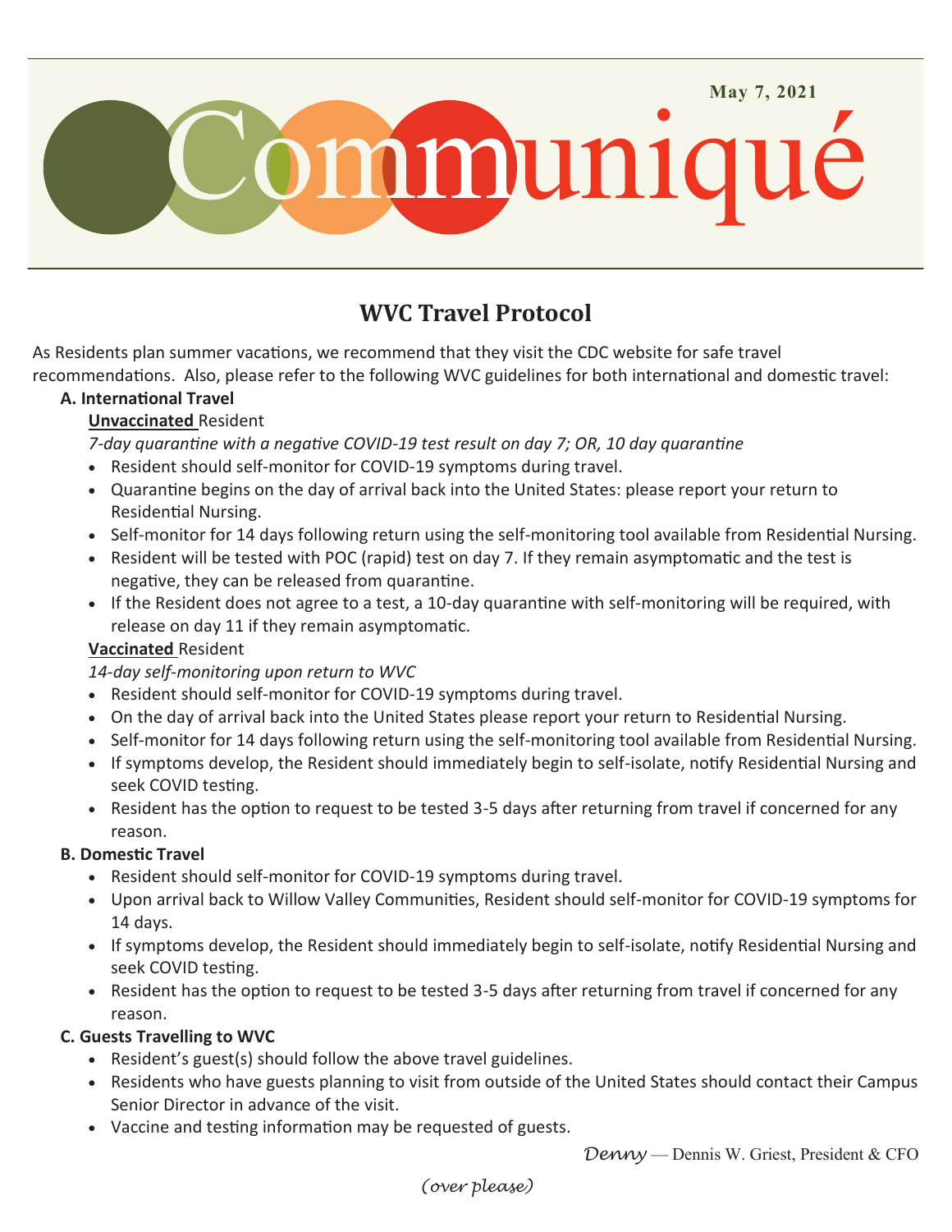May 7, 2021

# Communiqué

## WVC Travel Protocol

As Residents plan summer vacations, we recommend that they visit the CDC website for safe travel recommendations. Also, please refer to the following WVC guidelines for both international and domestic travel:

**A. International Travel**

**Unvaccinated** Resident

*7-day quarantine with a negative COVID-19 test result on day 7; OR, 10 day quarantine*

- Resident should self-monitor for COVID-19 symptoms during travel.
- Quarantine begins on the day of arrival back into the United States: please report your return to Residential Nursing.
- Self-monitor for 14 days following return using the self-monitoring tool available from Residential Nursing.
- Resident will be tested with POC (rapid) test on day 7. If they remain asymptomatic and the test is negative, they can be released from quarantine.
- If the Resident does not agree to a test, a 10-day quarantine with self-monitoring will be required, with release on day 11 if they remain asymptomatic.

**Vaccinated** Resident

*14-day self-monitoring upon return to WVC*

- Resident should self-monitor for COVID-19 symptoms during travel.
- On the day of arrival back into the United States please report your return to Residential Nursing.
- Self-monitor for 14 days following return using the self-monitoring tool available from Residential Nursing.
- If symptoms develop, the Resident should immediately begin to self-isolate, notify Residential Nursing and seek COVID testing.
- Resident has the option to request to be tested 3-5 days after returning from travel if concerned for any reason.

**B. Domestic Travel**

- Resident should self-monitor for COVID-19 symptoms during travel.
- Upon arrival back to Willow Valley Communities, Resident should self-monitor for COVID-19 symptoms for 14 days.
- If symptoms develop, the Resident should immediately begin to self-isolate, notify Residential Nursing and seek COVID testing.
- Resident has the option to request to be tested 3-5 days after returning from travel if concerned for any reason.

**C. Guests Travelling to WVC**

- Resident's guest(s) should follow the above travel guidelines.
- Residents who have guests planning to visit from outside of the United States should contact their Campus Senior Director in advance of the visit.
- Vaccine and testing information may be requested of guests.

*Denny* — Dennis W. Griest, President & CFO

*(over please)*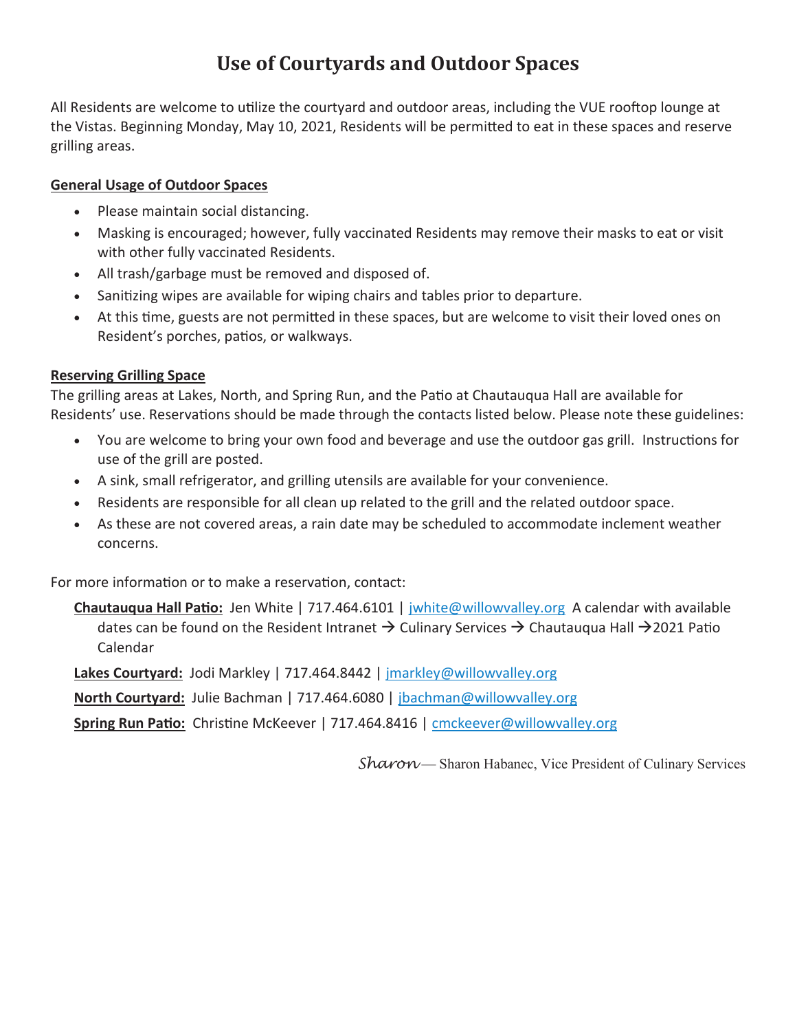# Use of Courtyards and Outdoor Spaces

All Residents are welcome to utilize the courtyard and outdoor areas, including the VUE rooftop lounge at the Vistas. Beginning Monday, May 10, 2021, Residents will be permitted to eat in these spaces and reserve grilling areas.

**General Usage of Outdoor Spaces**

- Please maintain social distancing.
- Masking is encouraged; however, fully vaccinated Residents may remove their masks to eat or visit with other fully vaccinated Residents.
- All trash/garbage must be removed and disposed of.
- Sanitizing wipes are available for wiping chairs and tables prior to departure.
- At this time, guests are not permitted in these spaces, but are welcome to visit their loved ones on Resident's porches, patios, or walkways.

**Reserving Grilling Space**

The grilling areas at Lakes, North, and Spring Run, and the Patio at Chautauqua Hall are available for Residents' use. Reservations should be made through the contacts listed below. Please note these guidelines:

- You are welcome to bring your own food and beverage and use the outdoor gas grill. Instructions for use of the grill are posted.
- A sink, small refrigerator, and grilling utensils are available for your convenience.
- Residents are responsible for all clean up related to the grill and the related outdoor space.
- As these are not covered areas, a rain date may be scheduled to accommodate inclement weather concerns.

For more information or to make a reservation, contact:

**Chautauqua Hall Patio:** Jen White | 717.464.6101 | jwhite@willowvalley.org A calendar with available dates can be found on the Resident Intranet → Culinary Services → Chautauqua Hall →2021 Patio Calendar

**Lakes Courtyard:** Jodi Markley | 717.464.8442 | jmarkley@willowvalley.org

**North Courtyard:** Julie Bachman | 717.464.6080 | jbachman@willowvalley.org

**Spring Run Patio:** Christine McKeever | 717.464.8416 | cmckeever@willowvalley.org

*Sharon* — Sharon Habanec, Vice President of Culinary Services